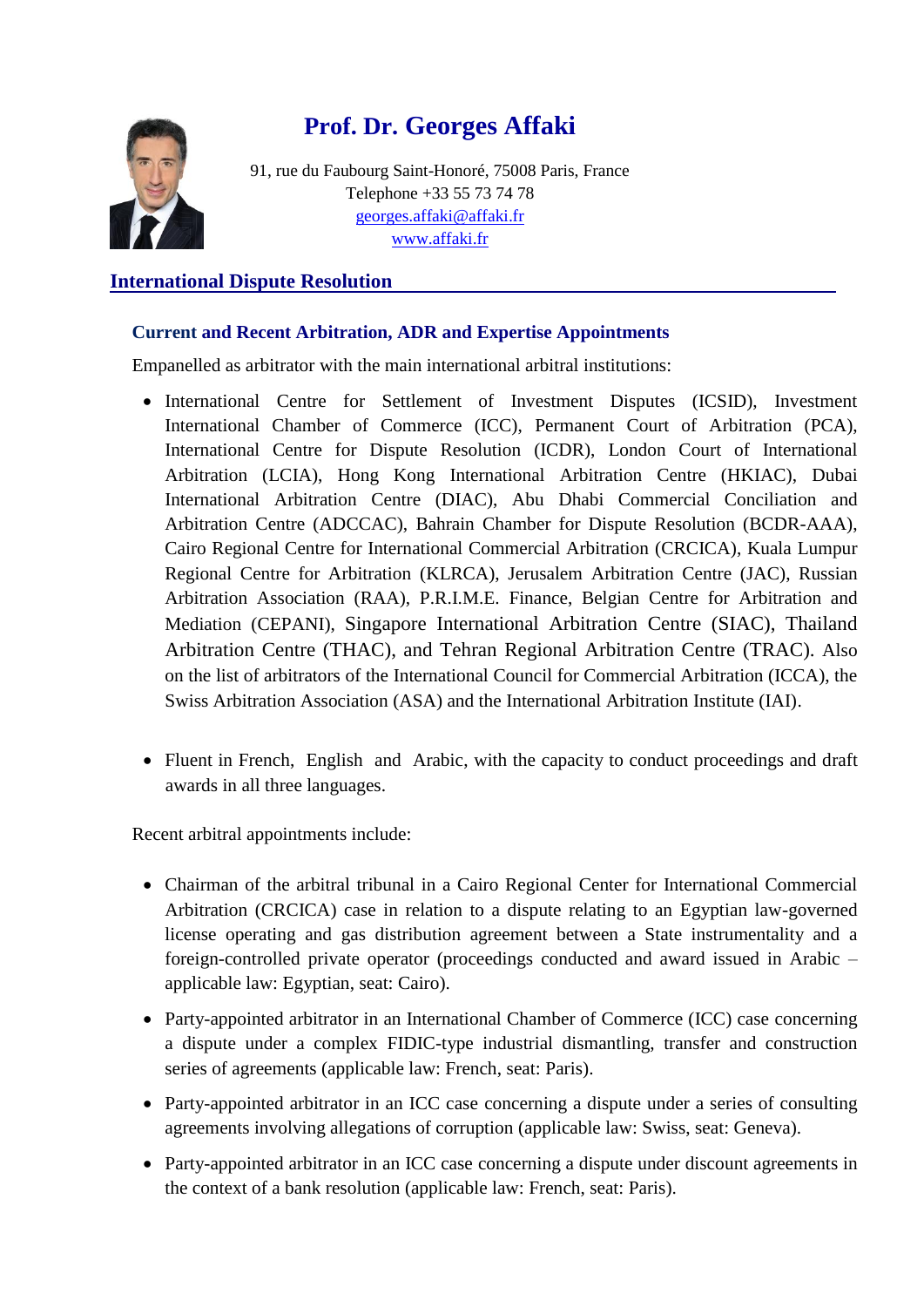# Prof. Dr. Georges Affaki

91, rue du Faubourg Saint-Honoré, 75008 Paris, France
Telephone +33 55 73 74 78
georges.affaki@affaki.fr
www.affaki.fr

## International Dispute Resolution

### Current and Recent Arbitration, ADR and Expertise Appointments

Empanelled as arbitrator with the main international arbitral institutions:

- International Centre for Settlement of Investment Disputes (ICSID), Investment International Chamber of Commerce (ICC), Permanent Court of Arbitration (PCA), International Centre for Dispute Resolution (ICDR), London Court of International Arbitration (LCIA), Hong Kong International Arbitration Centre (HKIAC), Dubai International Arbitration Centre (DIAC), Abu Dhabi Commercial Conciliation and Arbitration Centre (ADCCAC), Bahrain Chamber for Dispute Resolution (BCDR-AAA), Cairo Regional Centre for International Commercial Arbitration (CRCICA), Kuala Lumpur Regional Centre for Arbitration (KLRCA), Jerusalem Arbitration Centre (JAC), Russian Arbitration Association (RAA), P.R.I.M.E. Finance, Belgian Centre for Arbitration and Mediation (CEPANI), Singapore International Arbitration Centre (SIAC), Thailand Arbitration Centre (THAC), and Tehran Regional Arbitration Centre (TRAC). Also on the list of arbitrators of the International Council for Commercial Arbitration (ICCA), the Swiss Arbitration Association (ASA) and the International Arbitration Institute (IAI).

- Fluent in French, English and Arabic, with the capacity to conduct proceedings and draft awards in all three languages.

Recent arbitral appointments include:

- Chairman of the arbitral tribunal in a Cairo Regional Center for International Commercial Arbitration (CRCICA) case in relation to a dispute relating to an Egyptian law-governed license operating and gas distribution agreement between a State instrumentality and a foreign-controlled private operator (proceedings conducted and award issued in Arabic – applicable law: Egyptian, seat: Cairo).

- Party-appointed arbitrator in an International Chamber of Commerce (ICC) case concerning a dispute under a complex FIDIC-type industrial dismantling, transfer and construction series of agreements (applicable law: French, seat: Paris).

- Party-appointed arbitrator in an ICC case concerning a dispute under a series of consulting agreements involving allegations of corruption (applicable law: Swiss, seat: Geneva).

- Party-appointed arbitrator in an ICC case concerning a dispute under discount agreements in the context of a bank resolution (applicable law: French, seat: Paris).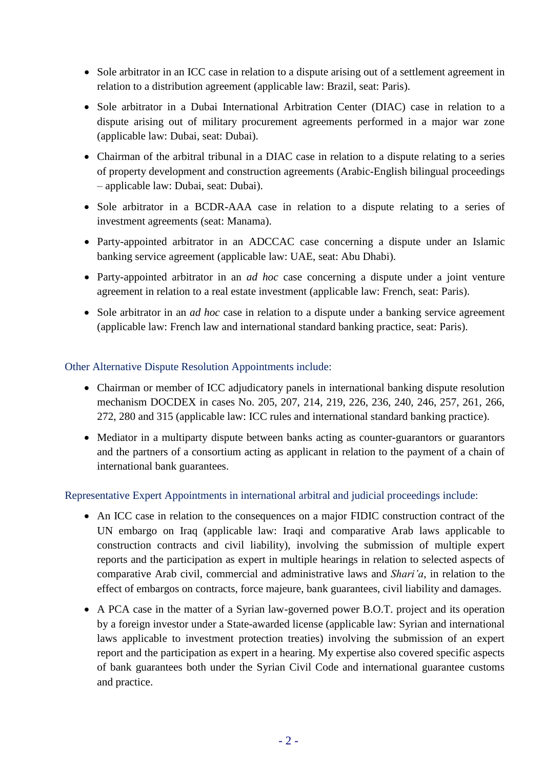- Sole arbitrator in an ICC case in relation to a dispute arising out of a settlement agreement in relation to a distribution agreement (applicable law: Brazil, seat: Paris).
- Sole arbitrator in a Dubai International Arbitration Center (DIAC) case in relation to a dispute arising out of military procurement agreements performed in a major war zone (applicable law: Dubai, seat: Dubai).
- Chairman of the arbitral tribunal in a DIAC case in relation to a dispute relating to a series of property development and construction agreements (Arabic-English bilingual proceedings – applicable law: Dubai, seat: Dubai).
- Sole arbitrator in a BCDR-AAA case in relation to a dispute relating to a series of investment agreements (seat: Manama).
- Party-appointed arbitrator in an ADCCAC case concerning a dispute under an Islamic banking service agreement (applicable law: UAE, seat: Abu Dhabi).
- Party-appointed arbitrator in an *ad hoc* case concerning a dispute under a joint venture agreement in relation to a real estate investment (applicable law: French, seat: Paris).
- Sole arbitrator in an *ad hoc* case in relation to a dispute under a banking service agreement (applicable law: French law and international standard banking practice, seat: Paris).

Other Alternative Dispute Resolution Appointments include:

- Chairman or member of ICC adjudicatory panels in international banking dispute resolution mechanism DOCDEX in cases No. 205, 207, 214, 219, 226, 236, 240, 246, 257, 261, 266, 272, 280 and 315 (applicable law: ICC rules and international standard banking practice).
- Mediator in a multiparty dispute between banks acting as counter-guarantors or guarantors and the partners of a consortium acting as applicant in relation to the payment of a chain of international bank guarantees.

Representative Expert Appointments in international arbitral and judicial proceedings include:

- An ICC case in relation to the consequences on a major FIDIC construction contract of the UN embargo on Iraq (applicable law: Iraqi and comparative Arab laws applicable to construction contracts and civil liability), involving the submission of multiple expert reports and the participation as expert in multiple hearings in relation to selected aspects of comparative Arab civil, commercial and administrative laws and *Shari'a*, in relation to the effect of embargos on contracts, force majeure, bank guarantees, civil liability and damages.
- A PCA case in the matter of a Syrian law-governed power B.O.T. project and its operation by a foreign investor under a State-awarded license (applicable law: Syrian and international laws applicable to investment protection treaties) involving the submission of an expert report and the participation as expert in a hearing. My expertise also covered specific aspects of bank guarantees both under the Syrian Civil Code and international guarantee customs and practice.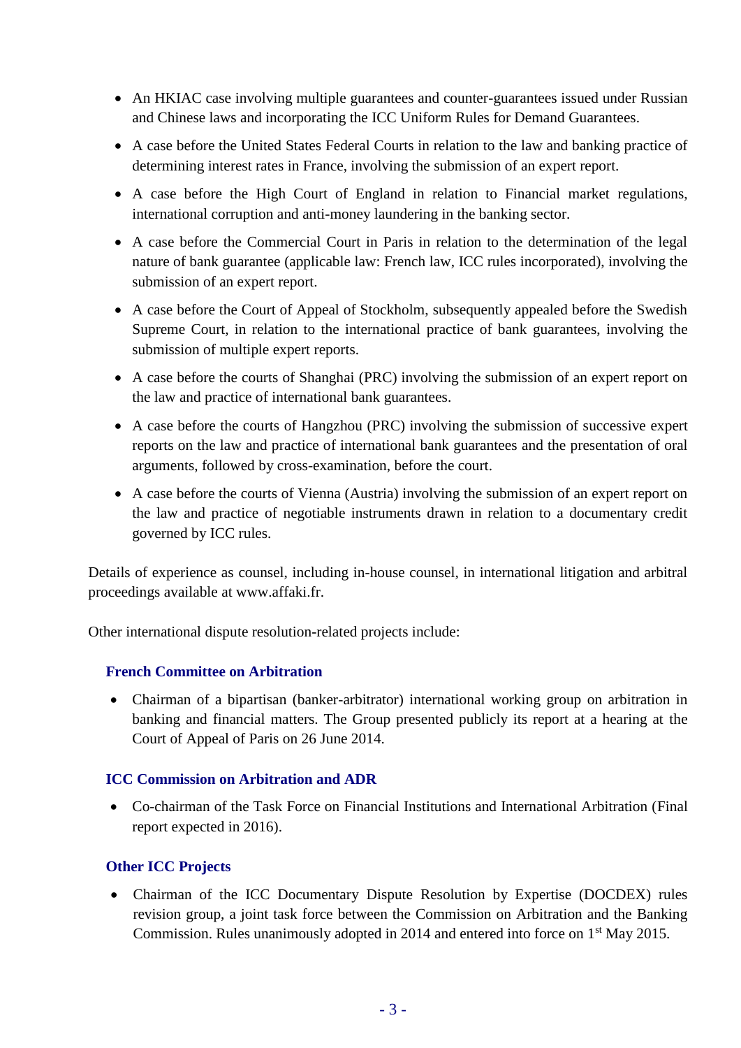- An HKIAC case involving multiple guarantees and counter-guarantees issued under Russian and Chinese laws and incorporating the ICC Uniform Rules for Demand Guarantees.
- A case before the United States Federal Courts in relation to the law and banking practice of determining interest rates in France, involving the submission of an expert report.
- A case before the High Court of England in relation to Financial market regulations, international corruption and anti-money laundering in the banking sector.
- A case before the Commercial Court in Paris in relation to the determination of the legal nature of bank guarantee (applicable law: French law, ICC rules incorporated), involving the submission of an expert report.
- A case before the Court of Appeal of Stockholm, subsequently appealed before the Swedish Supreme Court, in relation to the international practice of bank guarantees, involving the submission of multiple expert reports.
- A case before the courts of Shanghai (PRC) involving the submission of an expert report on the law and practice of international bank guarantees.
- A case before the courts of Hangzhou (PRC) involving the submission of successive expert reports on the law and practice of international bank guarantees and the presentation of oral arguments, followed by cross-examination, before the court.
- A case before the courts of Vienna (Austria) involving the submission of an expert report on the law and practice of negotiable instruments drawn in relation to a documentary credit governed by ICC rules.

Details of experience as counsel, including in-house counsel, in international litigation and arbitral proceedings available at www.affaki.fr.

Other international dispute resolution-related projects include:

### French Committee on Arbitration

- Chairman of a bipartisan (banker-arbitrator) international working group on arbitration in banking and financial matters. The Group presented publicly its report at a hearing at the Court of Appeal of Paris on 26 June 2014.

### ICC Commission on Arbitration and ADR

- Co-chairman of the Task Force on Financial Institutions and International Arbitration (Final report expected in 2016).

### Other ICC Projects

- Chairman of the ICC Documentary Dispute Resolution by Expertise (DOCDEX) rules revision group, a joint task force between the Commission on Arbitration and the Banking Commission. Rules unanimously adopted in 2014 and entered into force on 1st May 2015.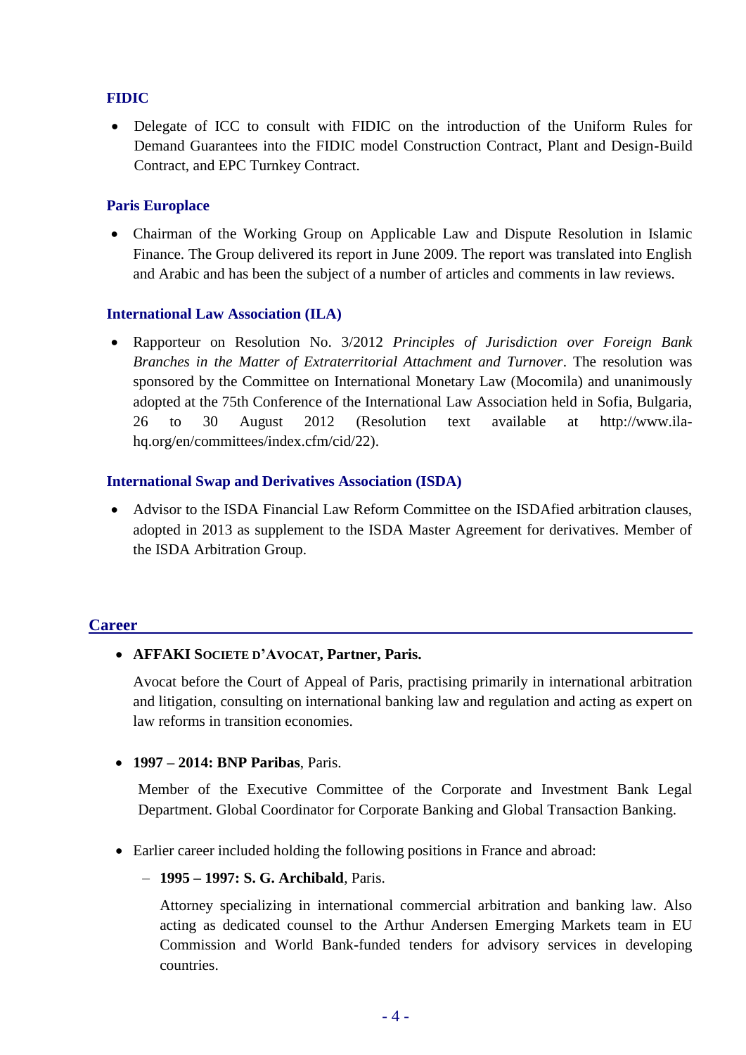### FIDIC

- Delegate of ICC to consult with FIDIC on the introduction of the Uniform Rules for Demand Guarantees into the FIDIC model Construction Contract, Plant and Design-Build Contract, and EPC Turnkey Contract.

### Paris Europlace

- Chairman of the Working Group on Applicable Law and Dispute Resolution in Islamic Finance. The Group delivered its report in June 2009. The report was translated into English and Arabic and has been the subject of a number of articles and comments in law reviews.

### International Law Association (ILA)

- Rapporteur on Resolution No. 3/2012 *Principles of Jurisdiction over Foreign Bank Branches in the Matter of Extraterritorial Attachment and Turnover*. The resolution was sponsored by the Committee on International Monetary Law (Mocomila) and unanimously adopted at the 75th Conference of the International Law Association held in Sofia, Bulgaria, 26 to 30 August 2012 (Resolution text available at http://www.ila-hq.org/en/committees/index.cfm/cid/22).

### International Swap and Derivatives Association (ISDA)

- Advisor to the ISDA Financial Law Reform Committee on the ISDAfied arbitration clauses, adopted in 2013 as supplement to the ISDA Master Agreement for derivatives. Member of the ISDA Arbitration Group.

## Career

- **AFFAKI SOCIETE D'AVOCAT, Partner, Paris.**

  Avocat before the Court of Appeal of Paris, practising primarily in international arbitration and litigation, consulting on international banking law and regulation and acting as expert on law reforms in transition economies.

- **1997 – 2014: BNP Paribas**, Paris.

  Member of the Executive Committee of the Corporate and Investment Bank Legal Department. Global Coordinator for Corporate Banking and Global Transaction Banking.

- Earlier career included holding the following positions in France and abroad:
  - **1995 – 1997: S. G. Archibald**, Paris.

    Attorney specializing in international commercial arbitration and banking law. Also acting as dedicated counsel to the Arthur Andersen Emerging Markets team in EU Commission and World Bank-funded tenders for advisory services in developing countries.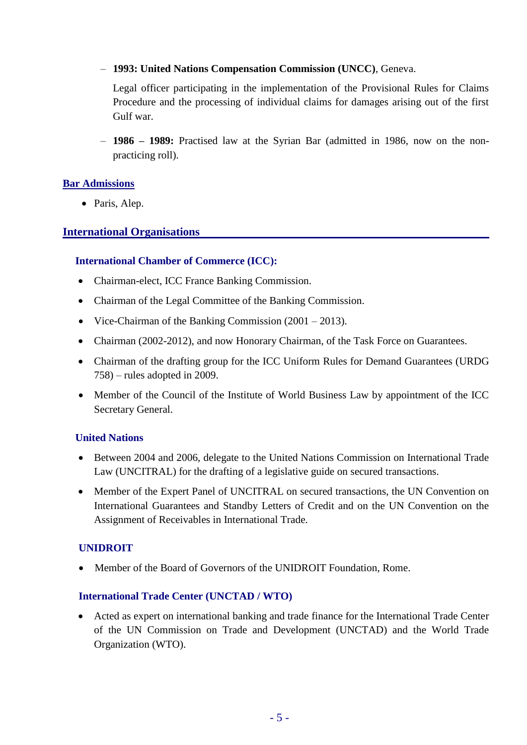- **1993: United Nations Compensation Commission (UNCC)**, Geneva.

  Legal officer participating in the implementation of the Provisional Rules for Claims Procedure and the processing of individual claims for damages arising out of the first Gulf war.

- **1986 – 1989:** Practised law at the Syrian Bar (admitted in 1986, now on the non-practicing roll).

## Bar Admissions

- Paris, Alep.

## International Organisations

### International Chamber of Commerce (ICC):

- Chairman-elect, ICC France Banking Commission.
- Chairman of the Legal Committee of the Banking Commission.
- Vice-Chairman of the Banking Commission (2001 – 2013).
- Chairman (2002-2012), and now Honorary Chairman, of the Task Force on Guarantees.
- Chairman of the drafting group for the ICC Uniform Rules for Demand Guarantees (URDG 758) – rules adopted in 2009.
- Member of the Council of the Institute of World Business Law by appointment of the ICC Secretary General.

### United Nations

- Between 2004 and 2006, delegate to the United Nations Commission on International Trade Law (UNCITRAL) for the drafting of a legislative guide on secured transactions.
- Member of the Expert Panel of UNCITRAL on secured transactions, the UN Convention on International Guarantees and Standby Letters of Credit and on the UN Convention on the Assignment of Receivables in International Trade.

### UNIDROIT

- Member of the Board of Governors of the UNIDROIT Foundation, Rome.

### International Trade Center (UNCTAD / WTO)

- Acted as expert on international banking and trade finance for the International Trade Center of the UN Commission on Trade and Development (UNCTAD) and the World Trade Organization (WTO).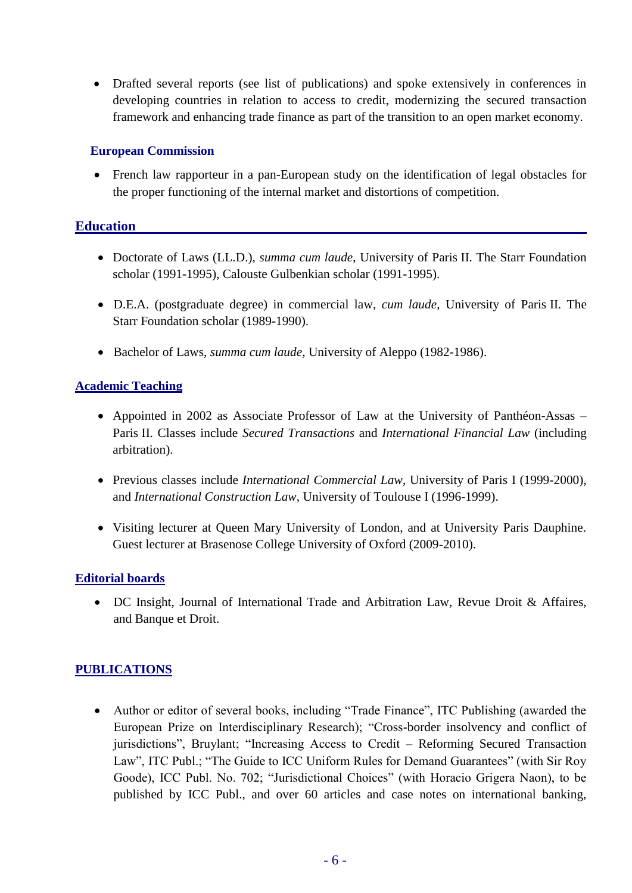- Drafted several reports (see list of publications) and spoke extensively in conferences in developing countries in relation to access to credit, modernizing the secured transaction framework and enhancing trade finance as part of the transition to an open market economy.

### European Commission

- French law rapporteur in a pan-European study on the identification of legal obstacles for the proper functioning of the internal market and distortions of competition.

## Education

- Doctorate of Laws (LL.D.), *summa cum laude*, University of Paris II. The Starr Foundation scholar (1991-1995), Calouste Gulbenkian scholar (1991-1995).

- D.E.A. (postgraduate degree) in commercial law, *cum laude*, University of Paris II. The Starr Foundation scholar (1989-1990).

- Bachelor of Laws, *summa cum laude*, University of Aleppo (1982-1986).

## Academic Teaching

- Appointed in 2002 as Associate Professor of Law at the University of Panthéon-Assas – Paris II. Classes include *Secured Transactions* and *International Financial Law* (including arbitration).

- Previous classes include *International Commercial Law*, University of Paris I (1999-2000), and *International Construction Law*, University of Toulouse I (1996-1999).

- Visiting lecturer at Queen Mary University of London, and at University Paris Dauphine. Guest lecturer at Brasenose College University of Oxford (2009-2010).

## Editorial boards

- DC Insight, Journal of International Trade and Arbitration Law, Revue Droit & Affaires, and Banque et Droit.

## PUBLICATIONS

- Author or editor of several books, including "Trade Finance", ITC Publishing (awarded the European Prize on Interdisciplinary Research); "Cross-border insolvency and conflict of jurisdictions", Bruylant; "Increasing Access to Credit – Reforming Secured Transaction Law", ITC Publ.; "The Guide to ICC Uniform Rules for Demand Guarantees" (with Sir Roy Goode), ICC Publ. No. 702; "Jurisdictional Choices" (with Horacio Grigera Naon), to be published by ICC Publ., and over 60 articles and case notes on international banking,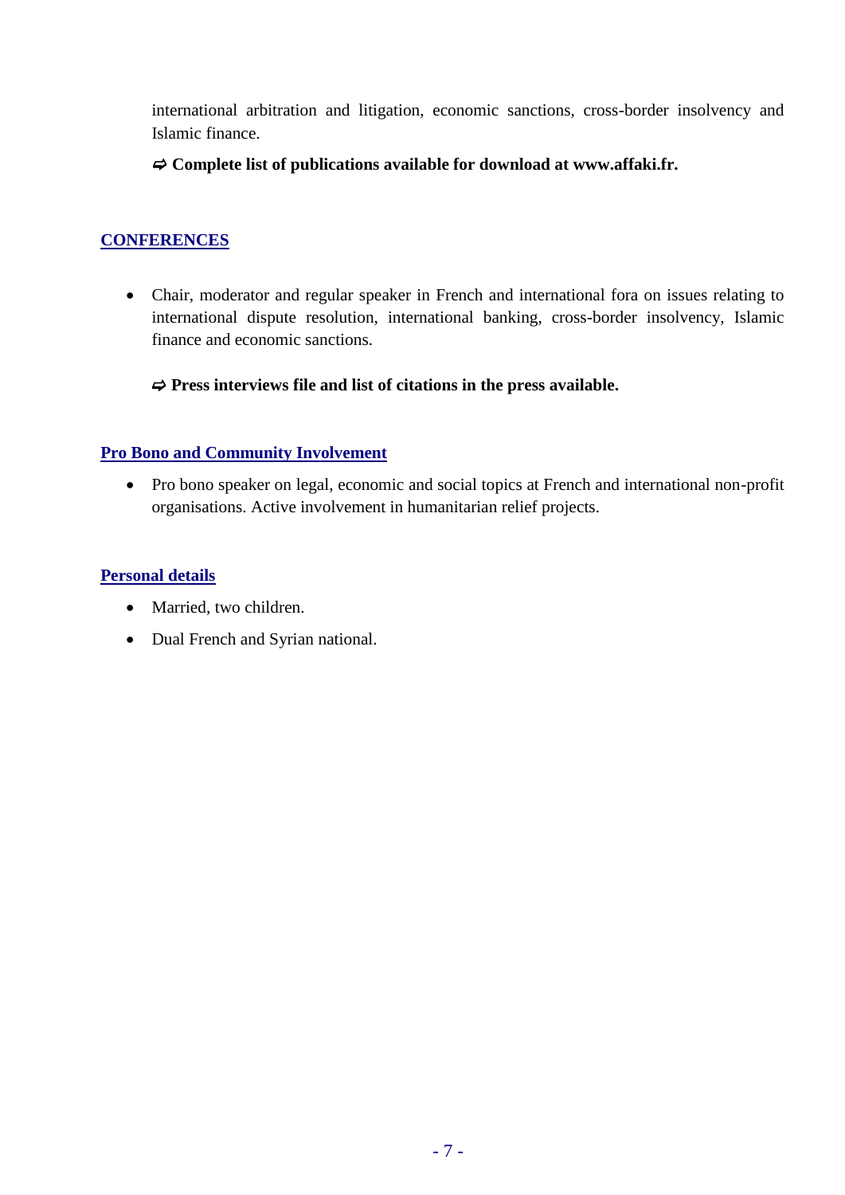international arbitration and litigation, economic sanctions, cross-border insolvency and Islamic finance.

⇨ **Complete list of publications available for download at www.affaki.fr.**

## CONFERENCES

- Chair, moderator and regular speaker in French and international fora on issues relating to international dispute resolution, international banking, cross-border insolvency, Islamic finance and economic sanctions.

⇨ **Press interviews file and list of citations in the press available.**

## Pro Bono and Community Involvement

- Pro bono speaker on legal, economic and social topics at French and international non-profit organisations. Active involvement in humanitarian relief projects.

## Personal details

- Married, two children.
- Dual French and Syrian national.